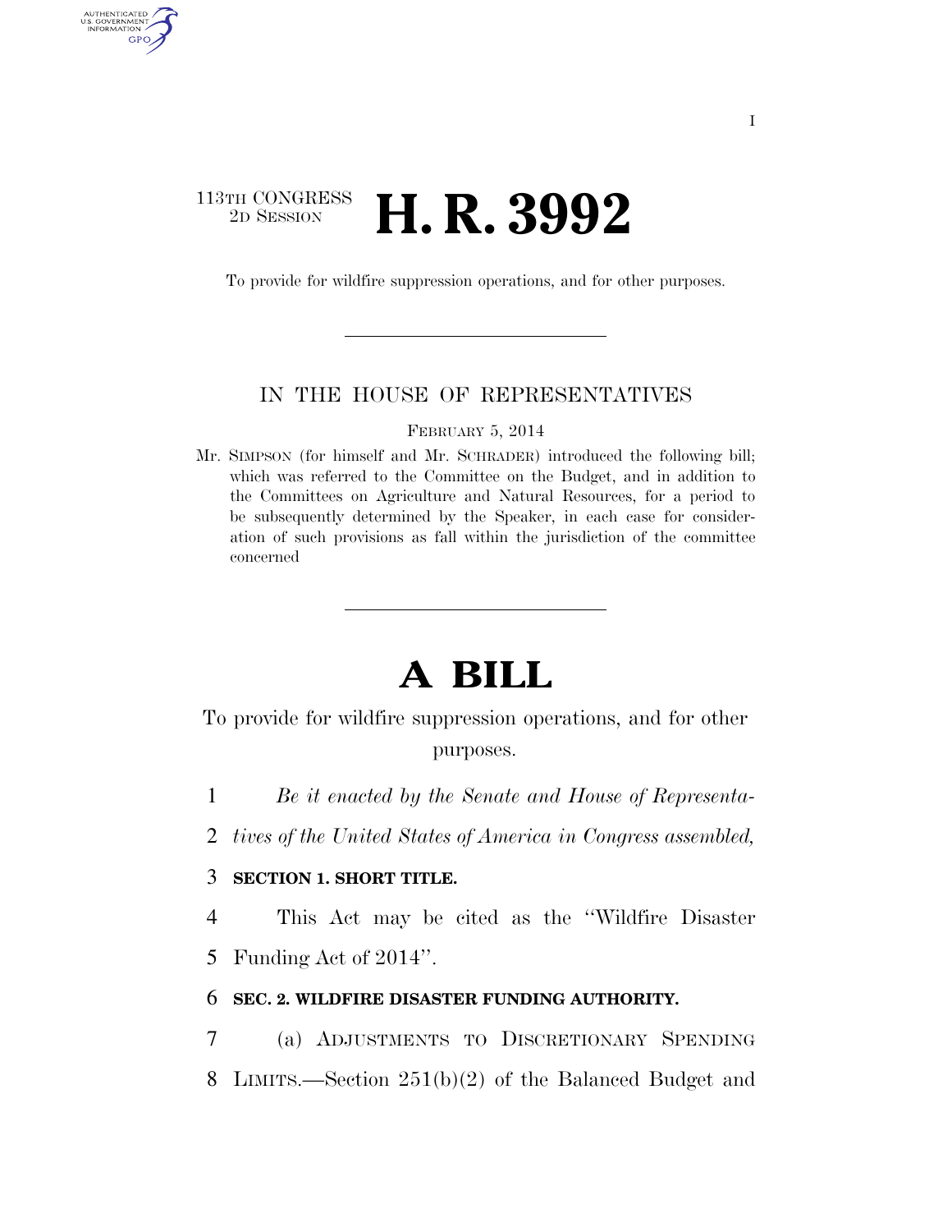113TH CONGRESS
2D SESSION

# H. R. 3992

To provide for wildfire suppression operations, and for other purposes.

IN THE HOUSE OF REPRESENTATIVES

FEBRUARY 5, 2014

Mr. SIMPSON (for himself and Mr. SCHRADER) introduced the following bill; which was referred to the Committee on the Budget, and in addition to the Committees on Agriculture and Natural Resources, for a period to be subsequently determined by the Speaker, in each case for consideration of such provisions as fall within the jurisdiction of the committee concerned

# A BILL

To provide for wildfire suppression operations, and for other purposes.

1 *Be it enacted by the Senate and House of Representa-*
2 *tives of the United States of America in Congress assembled,*

3 **SECTION 1. SHORT TITLE.**

4 This Act may be cited as the "Wildfire Disaster
5 Funding Act of 2014".

6 **SEC. 2. WILDFIRE DISASTER FUNDING AUTHORITY.**

7 (a) ADJUSTMENTS TO DISCRETIONARY SPENDING
8 LIMITS.—Section 251(b)(2) of the Balanced Budget and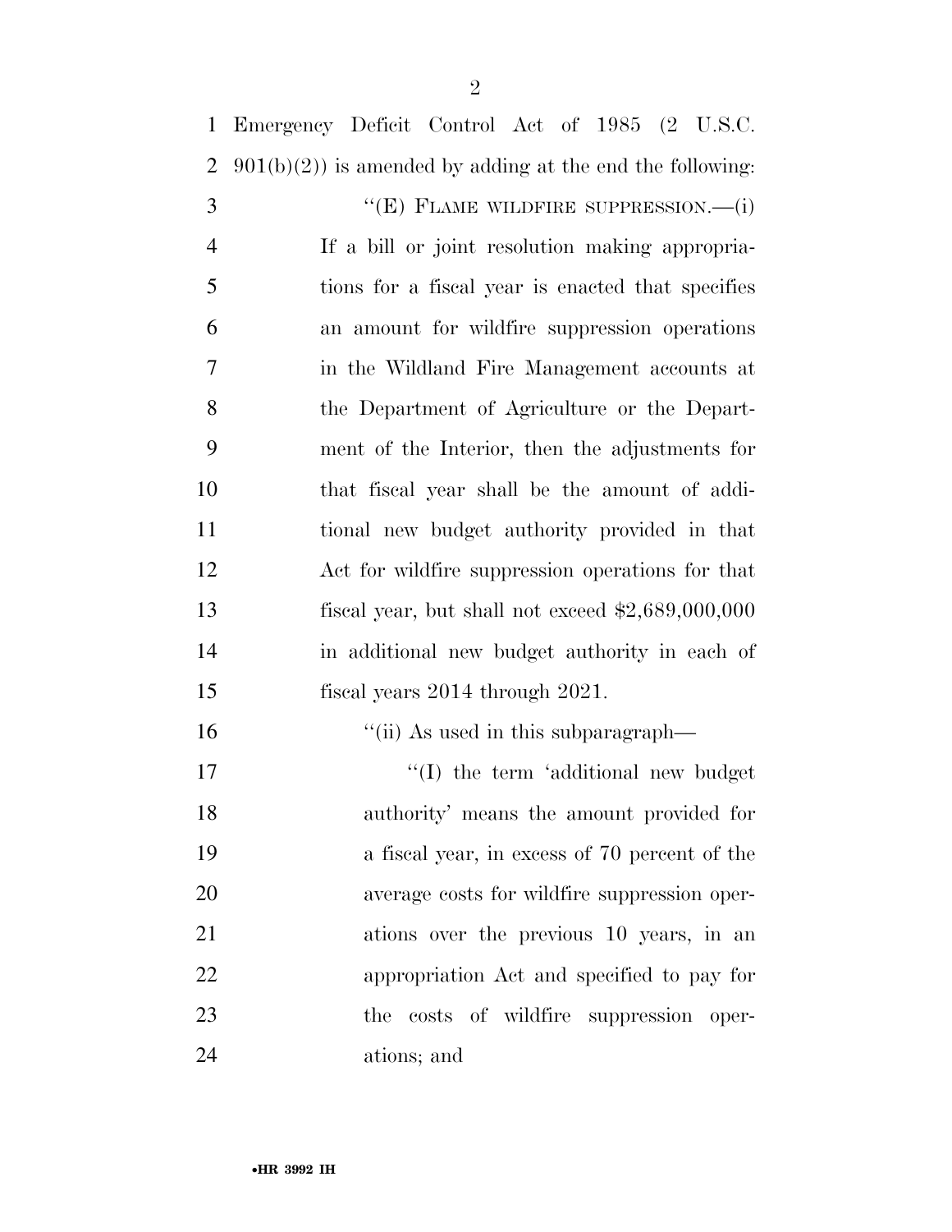Emergency Deficit Control Act of 1985 (2 U.S.C. 901(b)(2)) is amended by adding at the end the following:

"(E) FLAME WILDFIRE SUPPRESSION.—(i) If a bill or joint resolution making appropriations for a fiscal year is enacted that specifies an amount for wildfire suppression operations in the Wildland Fire Management accounts at the Department of Agriculture or the Department of the Interior, then the adjustments for that fiscal year shall be the amount of additional new budget authority provided in that Act for wildfire suppression operations for that fiscal year, but shall not exceed $2,689,000,000 in additional new budget authority in each of fiscal years 2014 through 2021.

"(ii) As used in this subparagraph—

"(I) the term 'additional new budget authority' means the amount provided for a fiscal year, in excess of 70 percent of the average costs for wildfire suppression operations over the previous 10 years, in an appropriation Act and specified to pay for the costs of wildfire suppression operations; and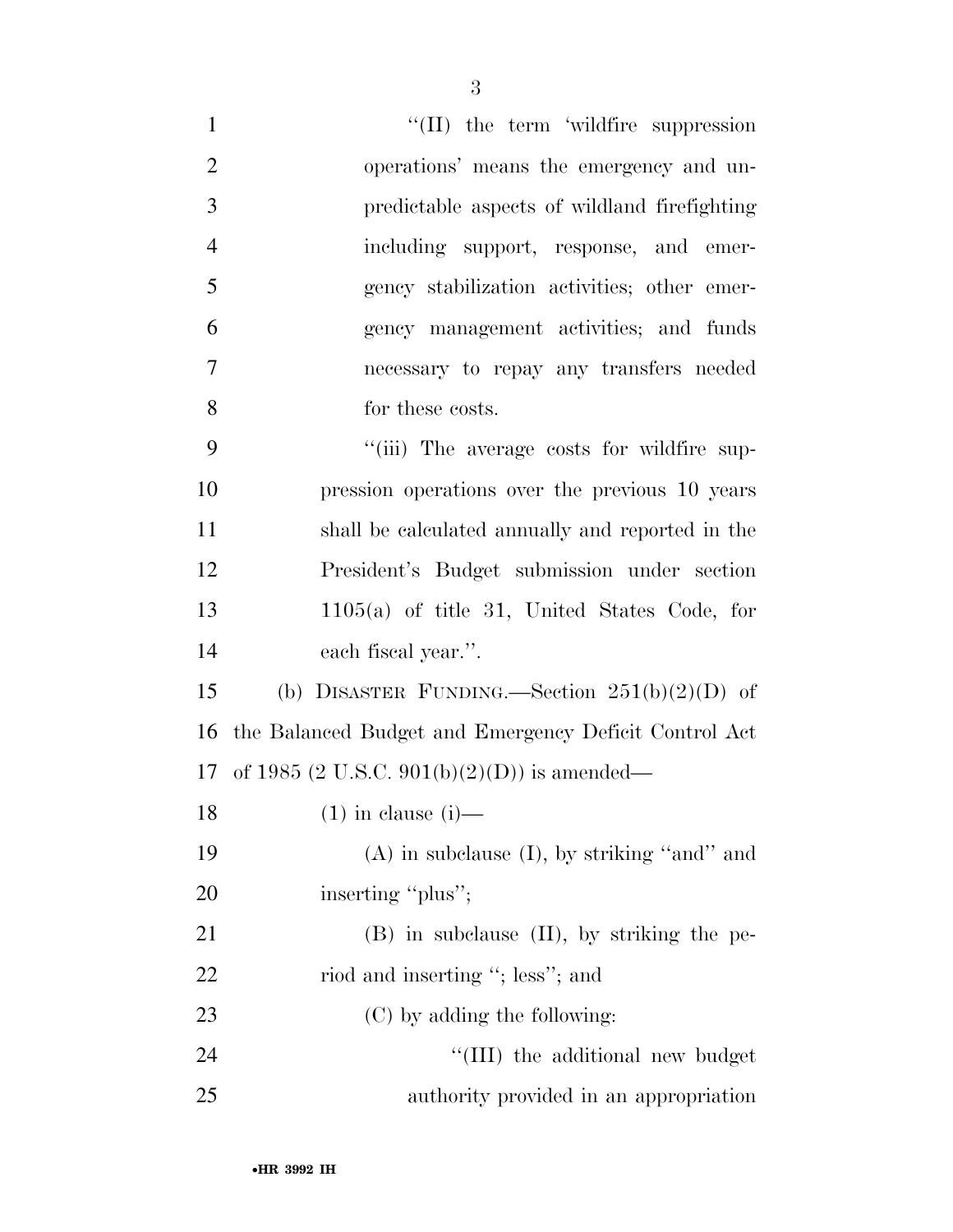"(II) the term 'wildfire suppression operations' means the emergency and unpredictable aspects of wildland firefighting including support, response, and emergency stabilization activities; other emergency management activities; and funds necessary to repay any transfers needed for these costs.

"(iii) The average costs for wildfire suppression operations over the previous 10 years shall be calculated annually and reported in the President's Budget submission under section 1105(a) of title 31, United States Code, for each fiscal year.".

(b) DISASTER FUNDING.—Section 251(b)(2)(D) of the Balanced Budget and Emergency Deficit Control Act of 1985 (2 U.S.C. 901(b)(2)(D)) is amended—

(1) in clause (i)—

(A) in subclause (I), by striking "and" and inserting "plus";

(B) in subclause (II), by striking the period and inserting "; less"; and

(C) by adding the following:

"(III) the additional new budget authority provided in an appropriation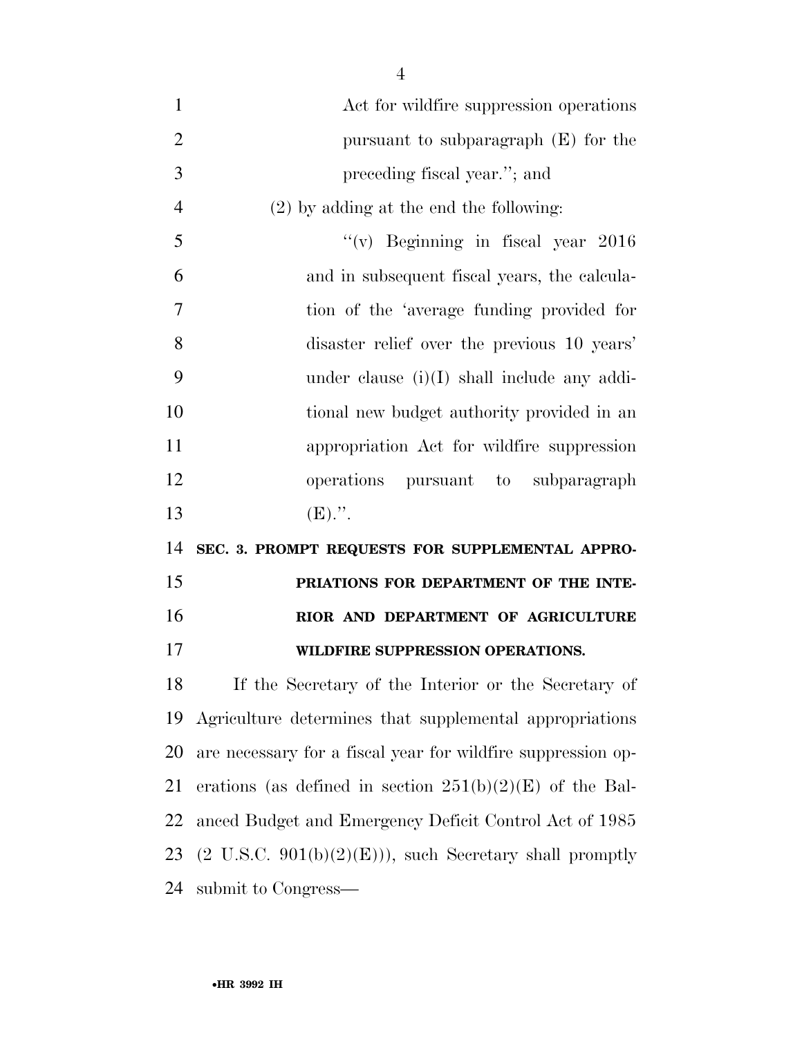Act for wildfire suppression operations pursuant to subparagraph (E) for the preceding fiscal year.''; and

(2) by adding at the end the following:

''(v) Beginning in fiscal year 2016 and in subsequent fiscal years, the calculation of the 'average funding provided for disaster relief over the previous 10 years' under clause (i)(I) shall include any additional new budget authority provided in an appropriation Act for wildfire suppression operations pursuant to subparagraph (E).''.

**SEC. 3. PROMPT REQUESTS FOR SUPPLEMENTAL APPROPRIATIONS FOR DEPARTMENT OF THE INTERIOR AND DEPARTMENT OF AGRICULTURE WILDFIRE SUPPRESSION OPERATIONS.**

If the Secretary of the Interior or the Secretary of Agriculture determines that supplemental appropriations are necessary for a fiscal year for wildfire suppression operations (as defined in section 251(b)(2)(E) of the Balanced Budget and Emergency Deficit Control Act of 1985 (2 U.S.C. 901(b)(2)(E))), such Secretary shall promptly submit to Congress—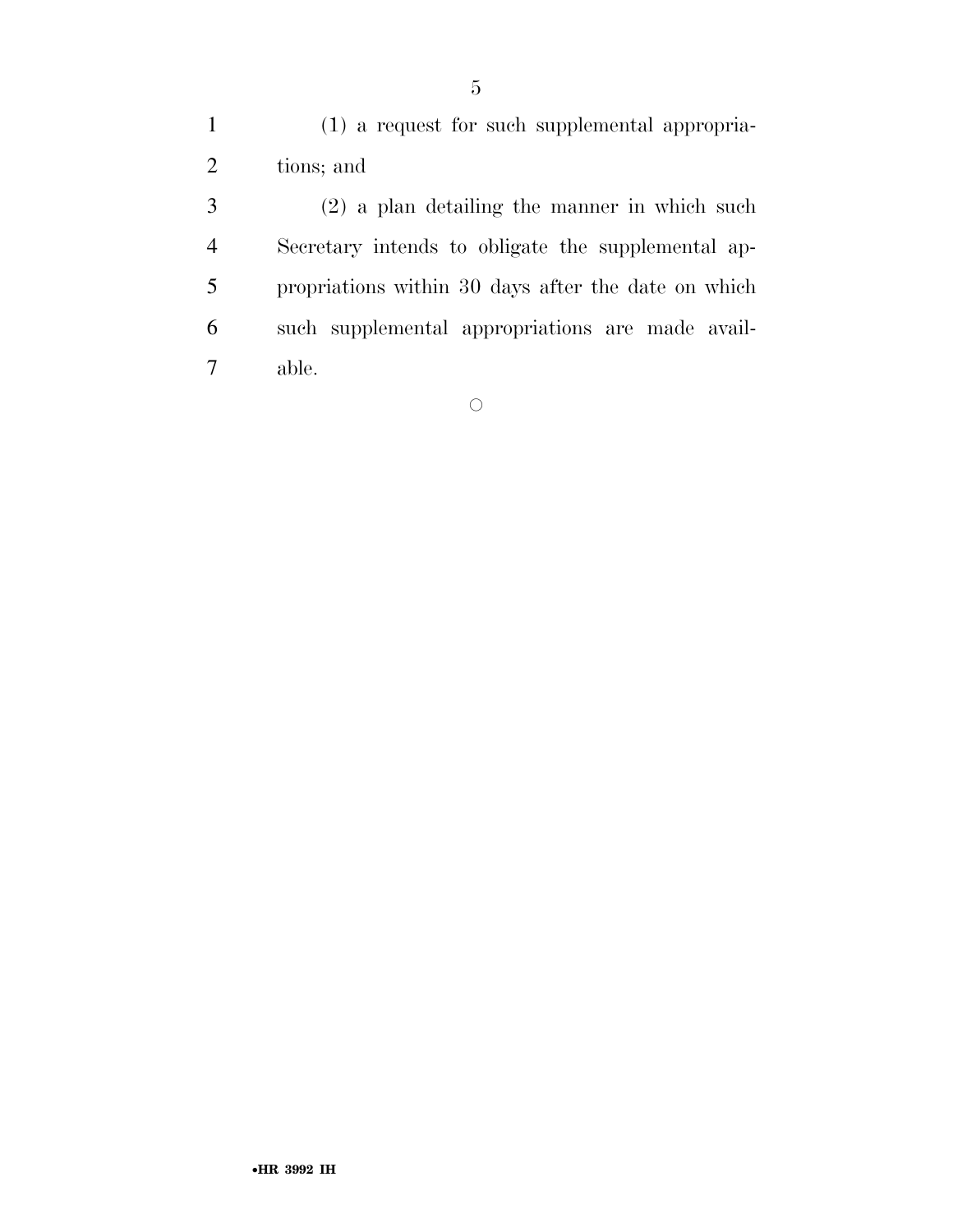(1) a request for such supplemental appropriations; and

(2) a plan detailing the manner in which such Secretary intends to obligate the supplemental appropriations within 30 days after the date on which such supplemental appropriations are made available.

○